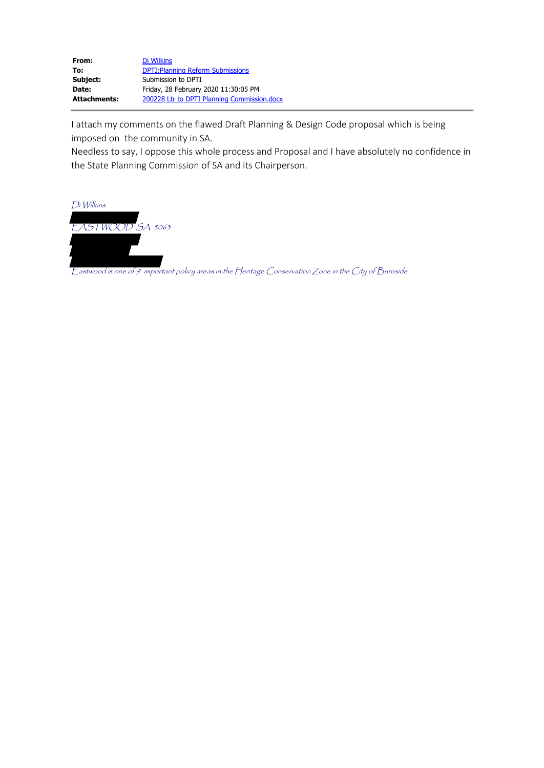| | |
|---|---|
| **From:** | Di Wilkins |
| **To:** | DPTI:Planning Reform Submissions |
| **Subject:** | Submission to DPTI |
| **Date:** | Friday, 28 February 2020 11:30:05 PM |
| **Attachments:** | 200228 Ltr to DPTI Planning Commission.docx |

I attach my comments on the flawed Draft Planning & Design Code proposal which is being imposed on the community in SA.

Needless to say, I oppose this whole process and Proposal and I have absolutely no confidence in the State Planning Commission of SA and its Chairperson.

*Di Wilkins*

*EASTWOOD SA 5063*

*Eastwood is one of 9 important policy areas in the Heritage Conservation Zone in the City of Burnside*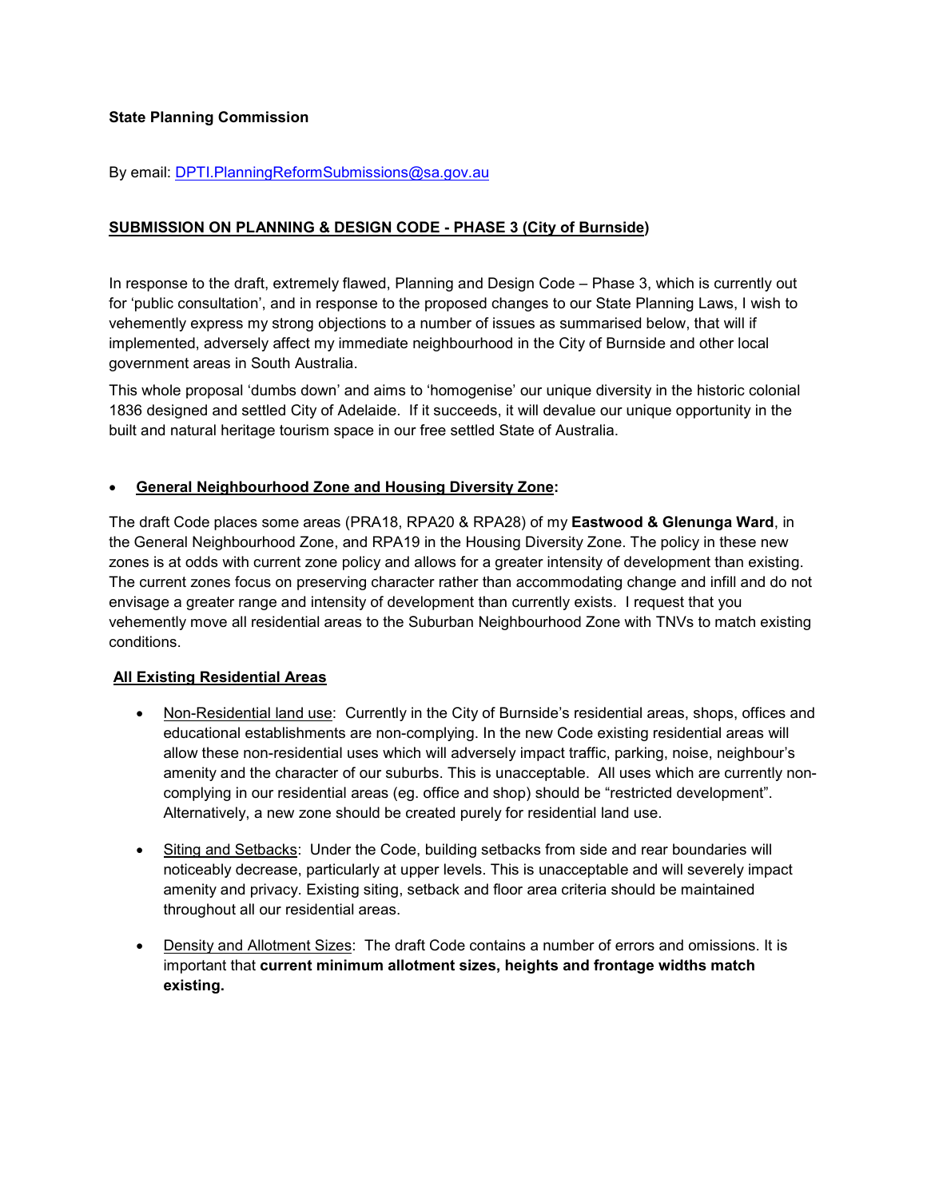**State Planning Commission**

By email: DPTI.PlanningReformSubmissions@sa.gov.au

**SUBMISSION ON PLANNING & DESIGN CODE - PHASE 3 (City of Burnside)**

In response to the draft, extremely flawed, Planning and Design Code – Phase 3, which is currently out for 'public consultation', and in response to the proposed changes to our State Planning Laws, I wish to vehemently express my strong objections to a number of issues as summarised below, that will if implemented, adversely affect my immediate neighbourhood in the City of Burnside and other local government areas in South Australia.

This whole proposal 'dumbs down' and aims to 'homogenise' our unique diversity in the historic colonial 1836 designed and settled City of Adelaide. If it succeeds, it will devalue our unique opportunity in the built and natural heritage tourism space in our free settled State of Australia.

- **General Neighbourhood Zone and Housing Diversity Zone:**

The draft Code places some areas (PRA18, RPA20 & RPA28) of my **Eastwood & Glenunga Ward**, in the General Neighbourhood Zone, and RPA19 in the Housing Diversity Zone. The policy in these new zones is at odds with current zone policy and allows for a greater intensity of development than existing. The current zones focus on preserving character rather than accommodating change and infill and do not envisage a greater range and intensity of development than currently exists. I request that you vehemently move all residential areas to the Suburban Neighbourhood Zone with TNVs to match existing conditions.

**All Existing Residential Areas**

- Non-Residential land use: Currently in the City of Burnside's residential areas, shops, offices and educational establishments are non-complying. In the new Code existing residential areas will allow these non-residential uses which will adversely impact traffic, parking, noise, neighbour's amenity and the character of our suburbs. This is unacceptable. All uses which are currently non-complying in our residential areas (eg. office and shop) should be "restricted development". Alternatively, a new zone should be created purely for residential land use.
- Siting and Setbacks: Under the Code, building setbacks from side and rear boundaries will noticeably decrease, particularly at upper levels. This is unacceptable and will severely impact amenity and privacy. Existing siting, setback and floor area criteria should be maintained throughout all our residential areas.
- Density and Allotment Sizes: The draft Code contains a number of errors and omissions. It is important that **current minimum allotment sizes, heights and frontage widths match existing.**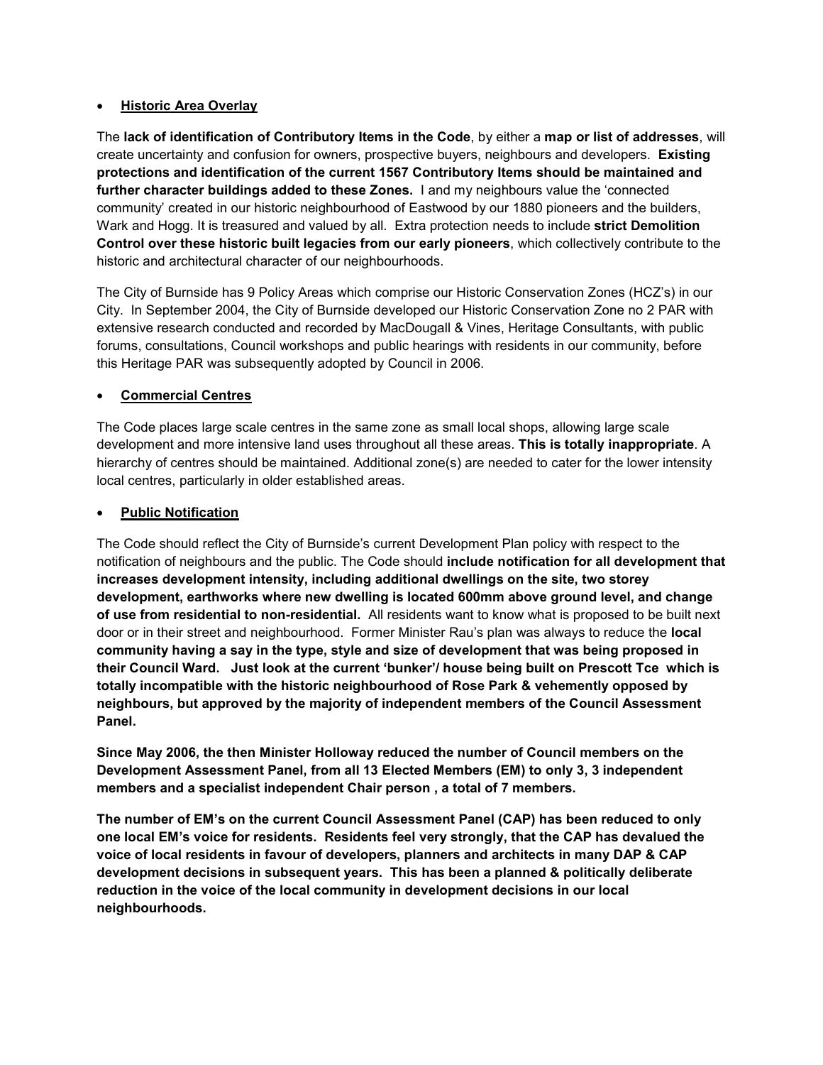- **Historic Area Overlay**

The **lack of identification of Contributory Items in the Code**, by either a **map or list of addresses**, will create uncertainty and confusion for owners, prospective buyers, neighbours and developers. **Existing protections and identification of the current 1567 Contributory Items should be maintained and further character buildings added to these Zones.** I and my neighbours value the 'connected community' created in our historic neighbourhood of Eastwood by our 1880 pioneers and the builders, Wark and Hogg. It is treasured and valued by all. Extra protection needs to include **strict Demolition Control over these historic built legacies from our early pioneers**, which collectively contribute to the historic and architectural character of our neighbourhoods.

The City of Burnside has 9 Policy Areas which comprise our Historic Conservation Zones (HCZ's) in our City. In September 2004, the City of Burnside developed our Historic Conservation Zone no 2 PAR with extensive research conducted and recorded by MacDougall & Vines, Heritage Consultants, with public forums, consultations, Council workshops and public hearings with residents in our community, before this Heritage PAR was subsequently adopted by Council in 2006.

- **Commercial Centres**

The Code places large scale centres in the same zone as small local shops, allowing large scale development and more intensive land uses throughout all these areas. **This is totally inappropriate**. A hierarchy of centres should be maintained. Additional zone(s) are needed to cater for the lower intensity local centres, particularly in older established areas.

- **Public Notification**

The Code should reflect the City of Burnside's current Development Plan policy with respect to the notification of neighbours and the public. The Code should **include notification for all development that increases development intensity, including additional dwellings on the site, two storey development, earthworks where new dwelling is located 600mm above ground level, and change of use from residential to non-residential.** All residents want to know what is proposed to be built next door or in their street and neighbourhood. Former Minister Rau's plan was always to reduce the **local community having a say in the type, style and size of development that was being proposed in their Council Ward. Just look at the current 'bunker'/ house being built on Prescott Tce which is totally incompatible with the historic neighbourhood of Rose Park & vehemently opposed by neighbours, but approved by the majority of independent members of the Council Assessment Panel.**

**Since May 2006, the then Minister Holloway reduced the number of Council members on the Development Assessment Panel, from all 13 Elected Members (EM) to only 3, 3 independent members and a specialist independent Chair person , a total of 7 members.**

**The number of EM's on the current Council Assessment Panel (CAP) has been reduced to only one local EM's voice for residents. Residents feel very strongly, that the CAP has devalued the voice of local residents in favour of developers, planners and architects in many DAP & CAP development decisions in subsequent years. This has been a planned & politically deliberate reduction in the voice of the local community in development decisions in our local neighbourhoods.**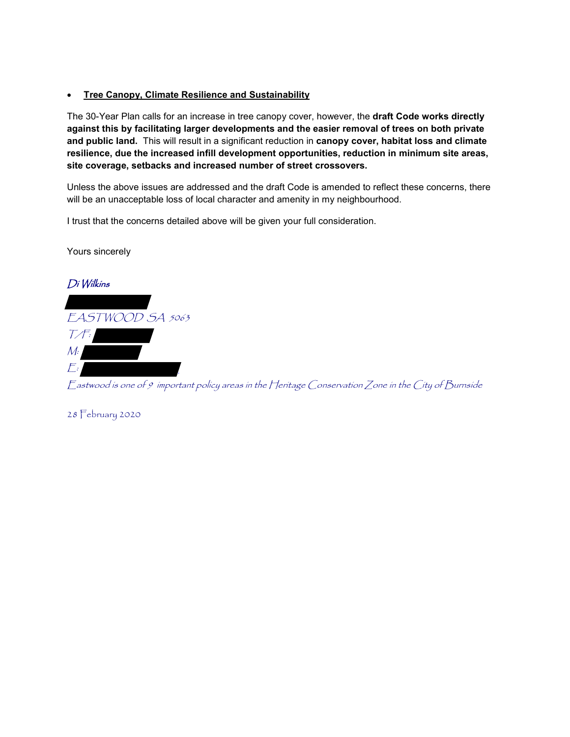- **Tree Canopy, Climate Resilience and Sustainability**

The 30-Year Plan calls for an increase in tree canopy cover, however, the **draft Code works directly against this by facilitating larger developments and the easier removal of trees on both private and public land.** This will result in a significant reduction in **canopy cover, habitat loss and climate resilience, due the increased infill development opportunities, reduction in minimum site areas, site coverage, setbacks and increased number of street crossovers.**

Unless the above issues are addressed and the draft Code is amended to reflect these concerns, there will be an unacceptable loss of local character and amenity in my neighbourhood.

I trust that the concerns detailed above will be given your full consideration.

Yours sincerely

*Di Wilkins*

*EASTWOOD SA 5063*

*T/F:*

*M:*

*E:*

*Eastwood is one of 9 important policy areas in the Heritage Conservation Zone in the City of Burnside*

28 February 2020